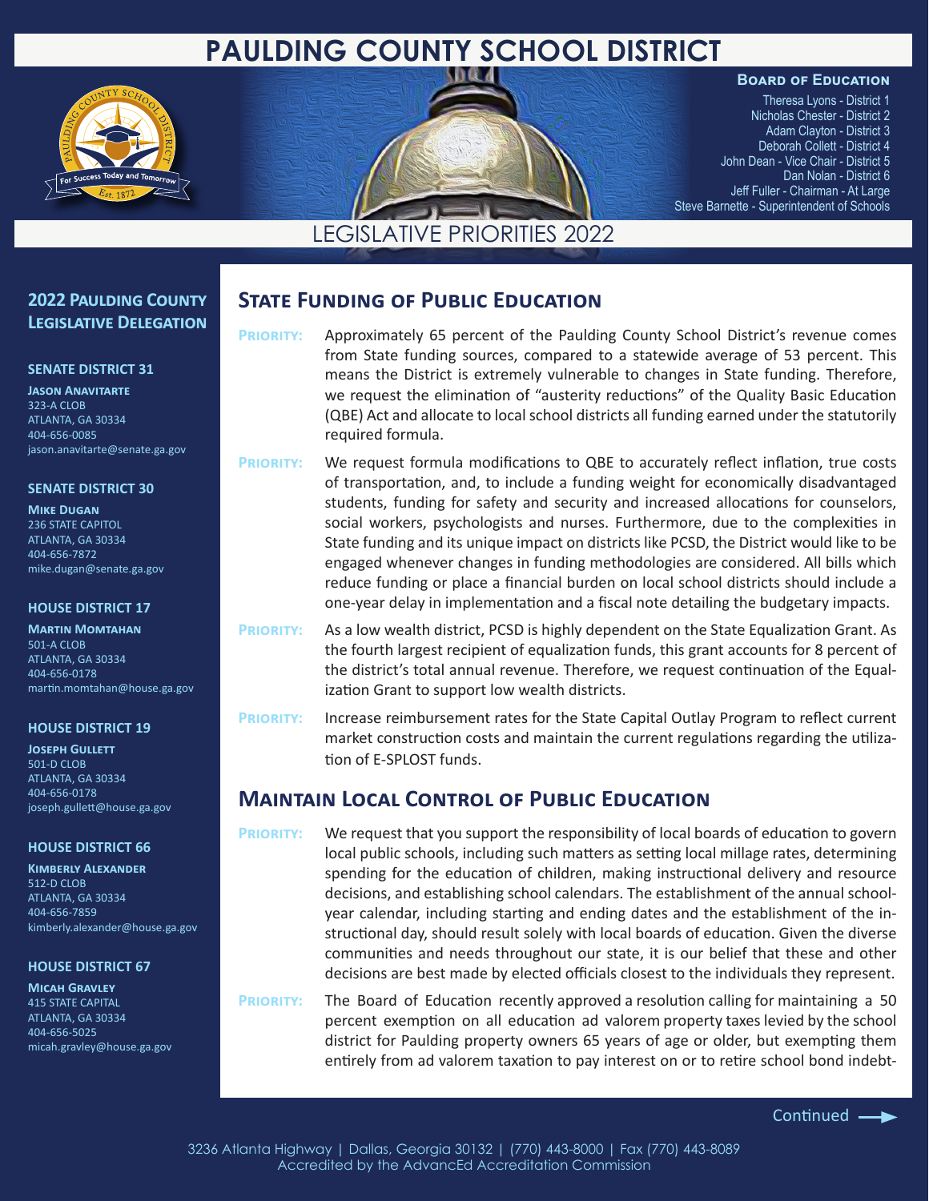# PAULDING COUNTY SCHOOL DISTRICT

**Board of Education**

Theresa Lyons - District 1
Nicholas Chester - District 2
Adam Clayton - District 3
Deborah Collett - District 4
John Dean - Vice Chair - District 5
Dan Nolan - District 6
Jeff Fuller - Chairman - At Large
Steve Barnette - Superintendent of Schools

## LEGISLATIVE PRIORITIES 2022

### 2022 Paulding County Legislative Delegation

**SENATE DISTRICT 31**

**Jason Anavitarte**
323-A CLOB
ATLANTA, GA 30334
404-656-0085
jason.anavitarte@senate.ga.gov

**SENATE DISTRICT 30**

**Mike Dugan**
236 STATE CAPITOL
ATLANTA, GA 30334
404-656-7872
mike.dugan@senate.ga.gov

**HOUSE DISTRICT 17**

**Martin Momtahan**
501-A CLOB
ATLANTA, GA 30334
404-656-0178
martin.momtahan@house.ga.gov

**HOUSE DISTRICT 19**

**Joseph Gullett**
501-D CLOB
ATLANTA, GA 30334
404-656-0178
joseph.gullett@house.ga.gov

**HOUSE DISTRICT 66**

**Kimberly Alexander**
512-D CLOB
ATLANTA, GA 30334
404-656-7859
kimberly.alexander@house.ga.gov

**HOUSE DISTRICT 67**

**Micah Gravley**
415 STATE CAPITAL
ATLANTA, GA 30334
404-656-5025
micah.gravley@house.ga.gov

## State Funding of Public Education

**Priority:** Approximately 65 percent of the Paulding County School District's revenue comes from State funding sources, compared to a statewide average of 53 percent. This means the District is extremely vulnerable to changes in State funding. Therefore, we request the elimination of "austerity reductions" of the Quality Basic Education (QBE) Act and allocate to local school districts all funding earned under the statutorily required formula.

**Priority:** We request formula modifications to QBE to accurately reflect inflation, true costs of transportation, and, to include a funding weight for economically disadvantaged students, funding for safety and security and increased allocations for counselors, social workers, psychologists and nurses. Furthermore, due to the complexities in State funding and its unique impact on districts like PCSD, the District would like to be engaged whenever changes in funding methodologies are considered. All bills which reduce funding or place a financial burden on local school districts should include a one-year delay in implementation and a fiscal note detailing the budgetary impacts.

**Priority:** As a low wealth district, PCSD is highly dependent on the State Equalization Grant. As the fourth largest recipient of equalization funds, this grant accounts for 8 percent of the district's total annual revenue. Therefore, we request continuation of the Equalization Grant to support low wealth districts.

**Priority:** Increase reimbursement rates for the State Capital Outlay Program to reflect current market construction costs and maintain the current regulations regarding the utilization of E-SPLOST funds.

## Maintain Local Control of Public Education

**Priority:** We request that you support the responsibility of local boards of education to govern local public schools, including such matters as setting local millage rates, determining spending for the education of children, making instructional delivery and resource decisions, and establishing school calendars. The establishment of the annual school-year calendar, including starting and ending dates and the establishment of the instructional day, should result solely with local boards of education. Given the diverse communities and needs throughout our state, it is our belief that these and other decisions are best made by elected officials closest to the individuals they represent.

**Priority:** The Board of Education recently approved a resolution calling for maintaining a 50 percent exemption on all education ad valorem property taxes levied by the school district for Paulding property owners 65 years of age or older, but exempting them entirely from ad valorem taxation to pay interest on or to retire school bond indebt-

Continued →

3236 Atlanta Highway | Dallas, Georgia 30132 | (770) 443-8000 | Fax (770) 443-8089
Accredited by the AdvancEd Accreditation Commission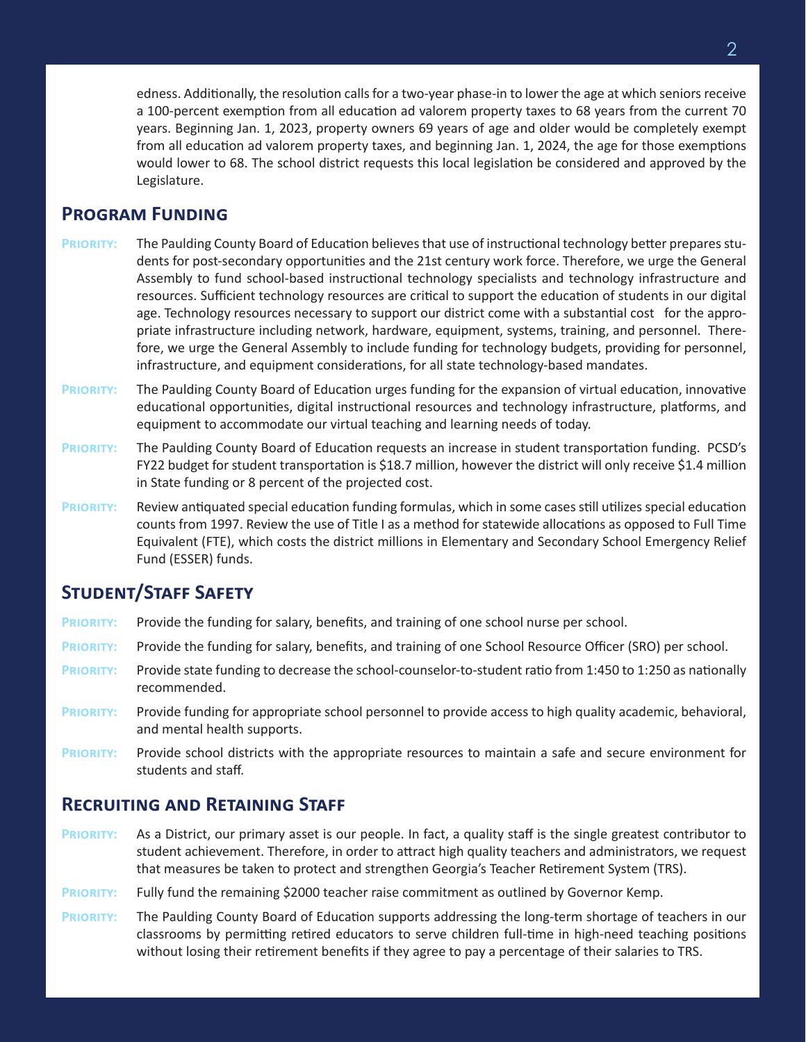edness. Additionally, the resolution calls for a two-year phase-in to lower the age at which seniors receive a 100-percent exemption from all education ad valorem property taxes to 68 years from the current 70 years. Beginning Jan. 1, 2023, property owners 69 years of age and older would be completely exempt from all education ad valorem property taxes, and beginning Jan. 1, 2024, the age for those exemptions would lower to 68. The school district requests this local legislation be considered and approved by the Legislature.

## Program Funding

**Priority:** The Paulding County Board of Education believes that use of instructional technology better prepares students for post-secondary opportunities and the 21st century work force. Therefore, we urge the General Assembly to fund school-based instructional technology specialists and technology infrastructure and resources. Sufficient technology resources are critical to support the education of students in our digital age. Technology resources necessary to support our district come with a substantial cost for the appropriate infrastructure including network, hardware, equipment, systems, training, and personnel. Therefore, we urge the General Assembly to include funding for technology budgets, providing for personnel, infrastructure, and equipment considerations, for all state technology-based mandates.

**Priority:** The Paulding County Board of Education urges funding for the expansion of virtual education, innovative educational opportunities, digital instructional resources and technology infrastructure, platforms, and equipment to accommodate our virtual teaching and learning needs of today.

**Priority:** The Paulding County Board of Education requests an increase in student transportation funding. PCSD's FY22 budget for student transportation is $18.7 million, however the district will only receive $1.4 million in State funding or 8 percent of the projected cost.

**Priority:** Review antiquated special education funding formulas, which in some cases still utilizes special education counts from 1997. Review the use of Title I as a method for statewide allocations as opposed to Full Time Equivalent (FTE), which costs the district millions in Elementary and Secondary School Emergency Relief Fund (ESSER) funds.

## Student/Staff Safety

**Priority:** Provide the funding for salary, benefits, and training of one school nurse per school.

**Priority:** Provide the funding for salary, benefits, and training of one School Resource Officer (SRO) per school.

**Priority:** Provide state funding to decrease the school-counselor-to-student ratio from 1:450 to 1:250 as nationally recommended.

**Priority:** Provide funding for appropriate school personnel to provide access to high quality academic, behavioral, and mental health supports.

**Priority:** Provide school districts with the appropriate resources to maintain a safe and secure environment for students and staff.

## Recruiting and Retaining Staff

**Priority:** As a District, our primary asset is our people. In fact, a quality staff is the single greatest contributor to student achievement. Therefore, in order to attract high quality teachers and administrators, we request that measures be taken to protect and strengthen Georgia's Teacher Retirement System (TRS).

**Priority:** Fully fund the remaining $2000 teacher raise commitment as outlined by Governor Kemp.

**Priority:** The Paulding County Board of Education supports addressing the long-term shortage of teachers in our classrooms by permitting retired educators to serve children full-time in high-need teaching positions without losing their retirement benefits if they agree to pay a percentage of their salaries to TRS.